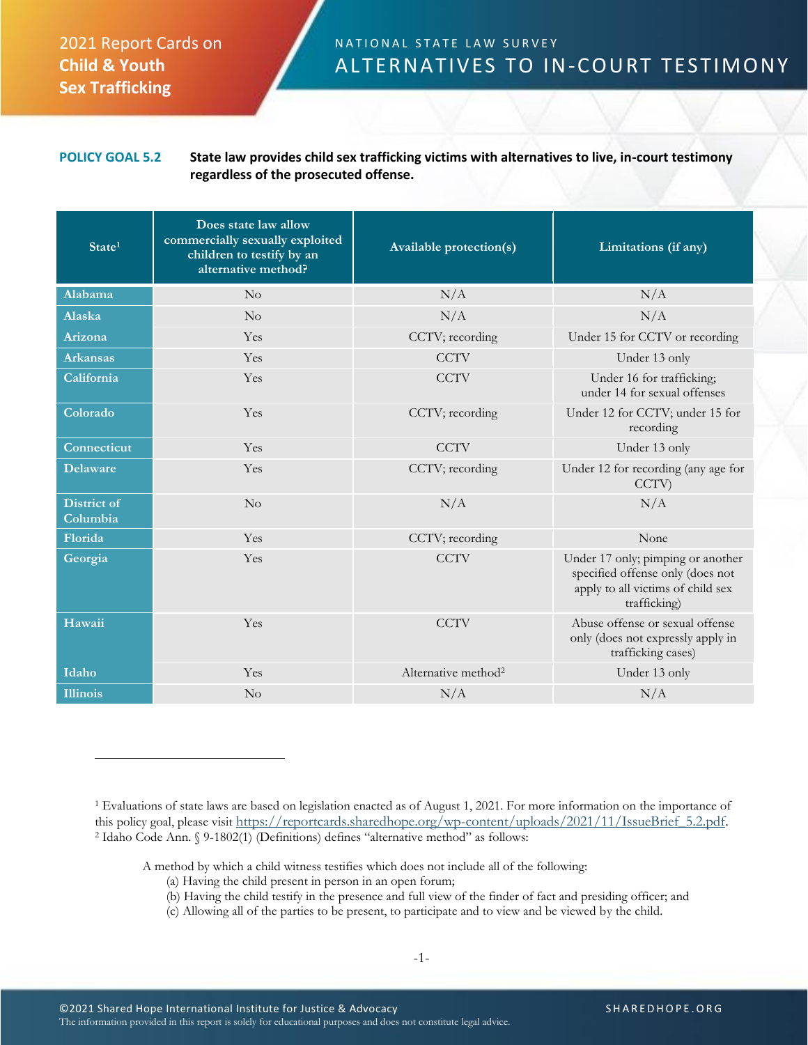2021 Report Cards on **Child & Youth Sex Trafficking**

NATIONAL STATE LAW SURVEY

# ALTERNATIVES TO IN-COURT TESTIMONY

**POLICY GOAL 5.2** **State law provides child sex trafficking victims with alternatives to live, in-court testimony regardless of the prosecuted offense.**

| State[1] | Does state law allow commercially sexually exploited children to testify by an alternative method? | Available protection(s) | Limitations (if any) |
|---|---|---|---|
| Alabama | No | N/A | N/A |
| Alaska | No | N/A | N/A |
| Arizona | Yes | CCTV; recording | Under 15 for CCTV or recording |
| Arkansas | Yes | CCTV | Under 13 only |
| California | Yes | CCTV | Under 16 for trafficking; under 14 for sexual offenses |
| Colorado | Yes | CCTV; recording | Under 12 for CCTV; under 15 for recording |
| Connecticut | Yes | CCTV | Under 13 only |
| Delaware | Yes | CCTV; recording | Under 12 for recording (any age for CCTV) |
| District of Columbia | No | N/A | N/A |
| Florida | Yes | CCTV; recording | None |
| Georgia | Yes | CCTV | Under 17 only; pimping or another specified offense only (does not apply to all victims of child sex trafficking) |
| Hawaii | Yes | CCTV | Abuse offense or sexual offense only (does not expressly apply in trafficking cases) |
| Idaho | Yes | Alternative method[2] | Under 13 only |
| Illinois | No | N/A | N/A |

[1] Evaluations of state laws are based on legislation enacted as of August 1, 2021. For more information on the importance of this policy goal, please visit https://reportcards.sharedhope.org/wp-content/uploads/2021/11/IssueBrief_5.2.pdf.

[2] Idaho Code Ann. § 9-1802(1) (Definitions) defines "alternative method" as follows:

> A method by which a child witness testifies which does not include all of the following:
> (a) Having the child present in person in an open forum;
> (b) Having the child testify in the presence and full view of the finder of fact and presiding officer; and
> (c) Allowing all of the parties to be present, to participate and to view and be viewed by the child.

©2021 Shared Hope International Institute for Justice & Advocacy
The information provided in this report is solely for educational purposes and does not constitute legal advice.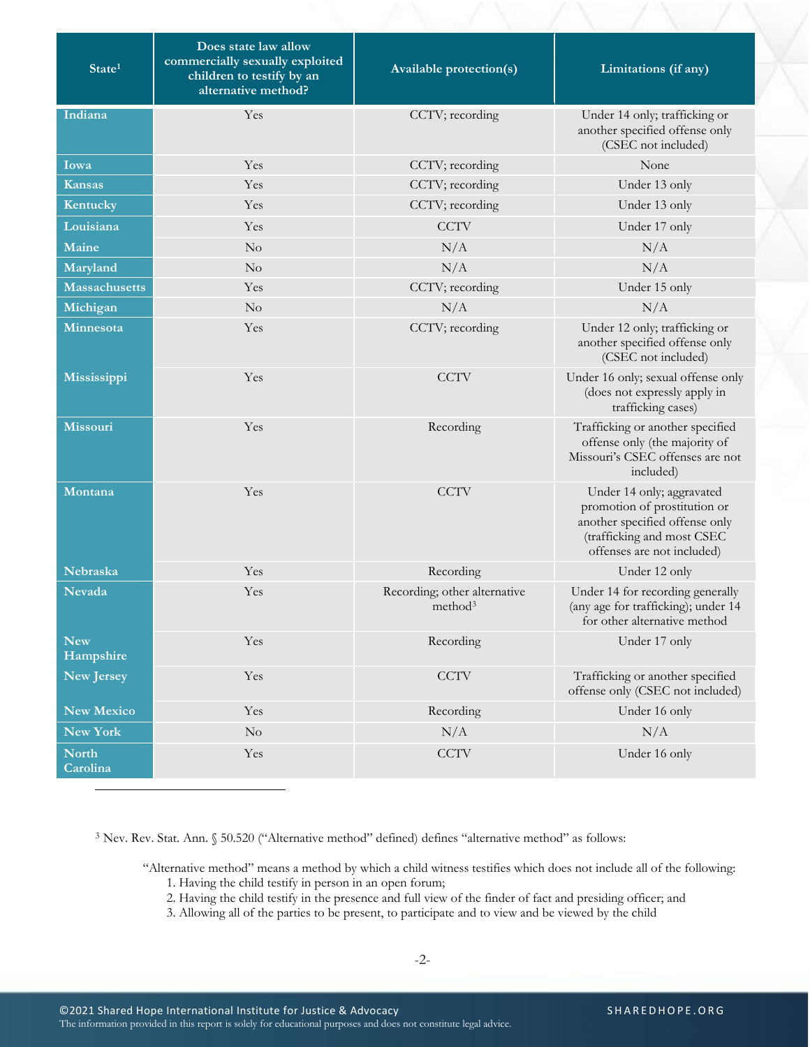| State[1] | Does state law allow commercially sexually exploited children to testify by an alternative method? | Available protection(s) | Limitations (if any) |
|---|---|---|---|
| Indiana | Yes | CCTV; recording | Under 14 only; trafficking or another specified offense only (CSEC not included) |
| Iowa | Yes | CCTV; recording | None |
| Kansas | Yes | CCTV; recording | Under 13 only |
| Kentucky | Yes | CCTV; recording | Under 13 only |
| Louisiana | Yes | CCTV | Under 17 only |
| Maine | No | N/A | N/A |
| Maryland | No | N/A | N/A |
| Massachusetts | Yes | CCTV; recording | Under 15 only |
| Michigan | No | N/A | N/A |
| Minnesota | Yes | CCTV; recording | Under 12 only; trafficking or another specified offense only (CSEC not included) |
| Mississippi | Yes | CCTV | Under 16 only; sexual offense only (does not expressly apply in trafficking cases) |
| Missouri | Yes | Recording | Trafficking or another specified offense only (the majority of Missouri's CSEC offenses are not included) |
| Montana | Yes | CCTV | Under 14 only; aggravated promotion of prostitution or another specified offense only (trafficking and most CSEC offenses are not included) |
| Nebraska | Yes | Recording | Under 12 only |
| Nevada | Yes | Recording; other alternative method[3] | Under 14 for recording generally (any age for trafficking); under 14 for other alternative method |
| New Hampshire | Yes | Recording | Under 17 only |
| New Jersey | Yes | CCTV | Trafficking or another specified offense only (CSEC not included) |
| New Mexico | Yes | Recording | Under 16 only |
| New York | No | N/A | N/A |
| North Carolina | Yes | CCTV | Under 16 only |

[3] Nev. Rev. Stat. Ann. § 50.520 ("Alternative method" defined) defines "alternative method" as follows:

> "Alternative method" means a method by which a child witness testifies which does not include all of the following:
> 1. Having the child testify in person in an open forum;
> 2. Having the child testify in the presence and full view of the finder of fact and presiding officer; and
> 3. Allowing all of the parties to be present, to participate and to view and be viewed by the child

©2021 Shared Hope International Institute for Justice & Advocacy
The information provided in this report is solely for educational purposes and does not constitute legal advice.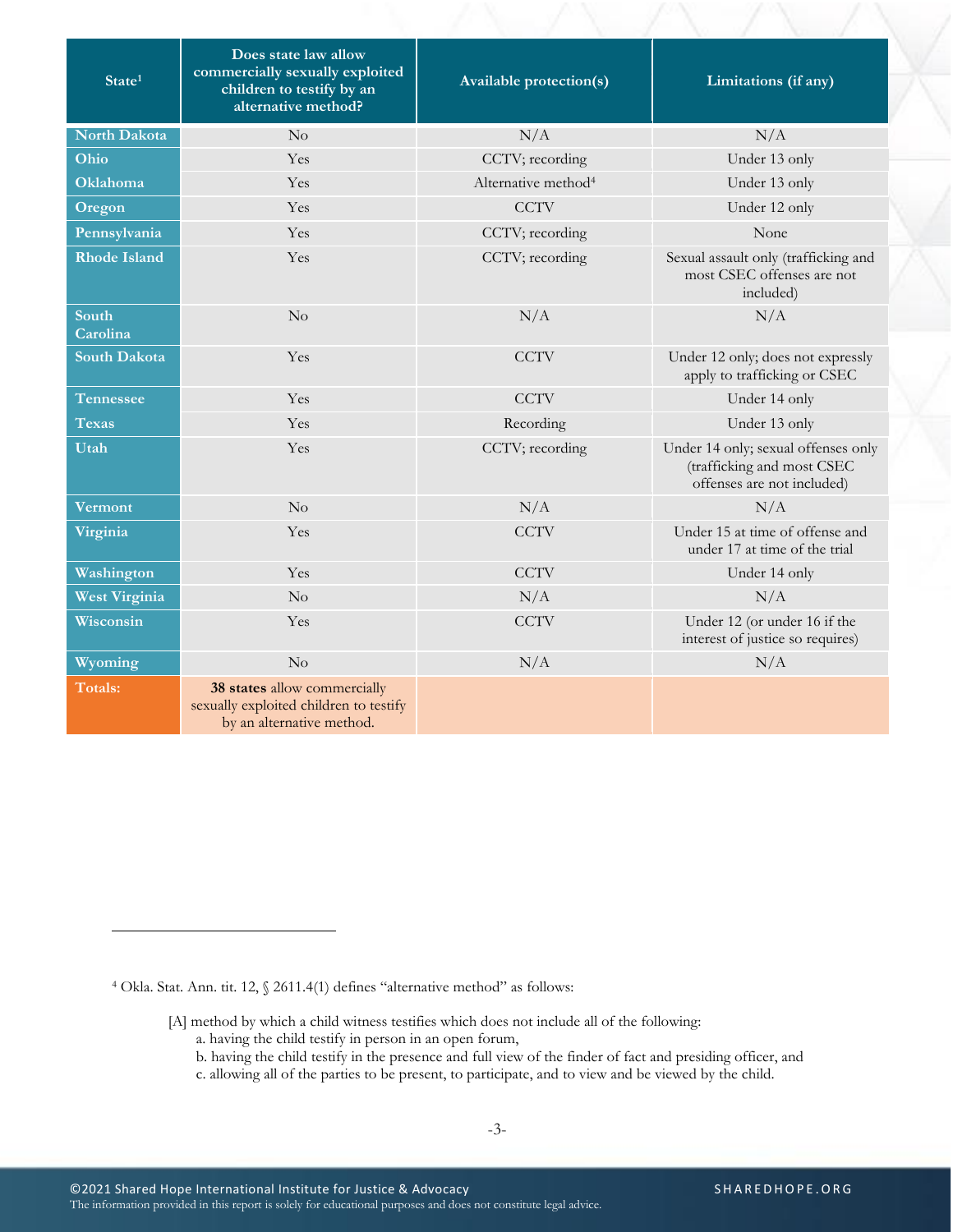| State[1] | Does state law allow commercially sexually exploited children to testify by an alternative method? | Available protection(s) | Limitations (if any) |
|---|---|---|---|
| North Dakota | No | N/A | N/A |
| Ohio | Yes | CCTV; recording | Under 13 only |
| Oklahoma | Yes | Alternative method[4] | Under 13 only |
| Oregon | Yes | CCTV | Under 12 only |
| Pennsylvania | Yes | CCTV; recording | None |
| Rhode Island | Yes | CCTV; recording | Sexual assault only (trafficking and most CSEC offenses are not included) |
| South Carolina | No | N/A | N/A |
| South Dakota | Yes | CCTV | Under 12 only; does not expressly apply to trafficking or CSEC |
| Tennessee | Yes | CCTV | Under 14 only |
| Texas | Yes | Recording | Under 13 only |
| Utah | Yes | CCTV; recording | Under 14 only; sexual offenses only (trafficking and most CSEC offenses are not included) |
| Vermont | No | N/A | N/A |
| Virginia | Yes | CCTV | Under 15 at time of offense and under 17 at time of the trial |
| Washington | Yes | CCTV | Under 14 only |
| West Virginia | No | N/A | N/A |
| Wisconsin | Yes | CCTV | Under 12 (or under 16 if the interest of justice so requires) |
| Wyoming | No | N/A | N/A |
| Totals: | **38 states** allow commercially sexually exploited children to testify by an alternative method. | | |

[4] Okla. Stat. Ann. tit. 12, § 2611.4(1) defines "alternative method" as follows:

> [A] method by which a child witness testifies which does not include all of the following:
> a. having the child testify in person in an open forum,
> b. having the child testify in the presence and full view of the finder of fact and presiding officer, and
> c. allowing all of the parties to be present, to participate, and to view and be viewed by the child.

©2021 Shared Hope International Institute for Justice & Advocacy
The information provided in this report is solely for educational purposes and does not constitute legal advice.